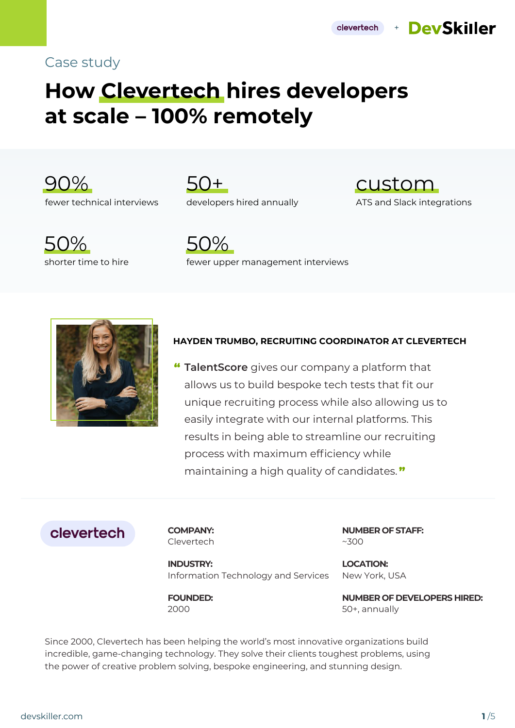cleveretech + DevSkiller

Case study

# How Clevertech hires developers at scale – 100% remotely

**90%**
fewer technical interviews

**50+**
developers hired annually

**custom**
ATS and Slack integrations

**50%**
shorter time to hire

**50%**
fewer upper management interviews

**HAYDEN TRUMBO, RECRUITING COORDINATOR AT CLEVERTECH**

“ **TalentScore** gives our company a platform that allows us to build bespoke tech tests that fit our unique recruiting process while also allowing us to easily integrate with our internal platforms. This results in being able to streamline our recruiting process with maximum efficiency while maintaining a high quality of candidates. ”

clevertech

**COMPANY:**
Clevertech

**NUMBER OF STAFF:**
~300

**INDUSTRY:**
Information Technology and Services

**LOCATION:**
New York, USA

**FOUNDED:**
2000

**NUMBER OF DEVELOPERS HIRED:**
50+, annually

Since 2000, Clevertech has been helping the world’s most innovative organizations build incredible, game-changing technology. They solve their clients toughest problems, using the power of creative problem solving, bespoke engineering, and stunning design.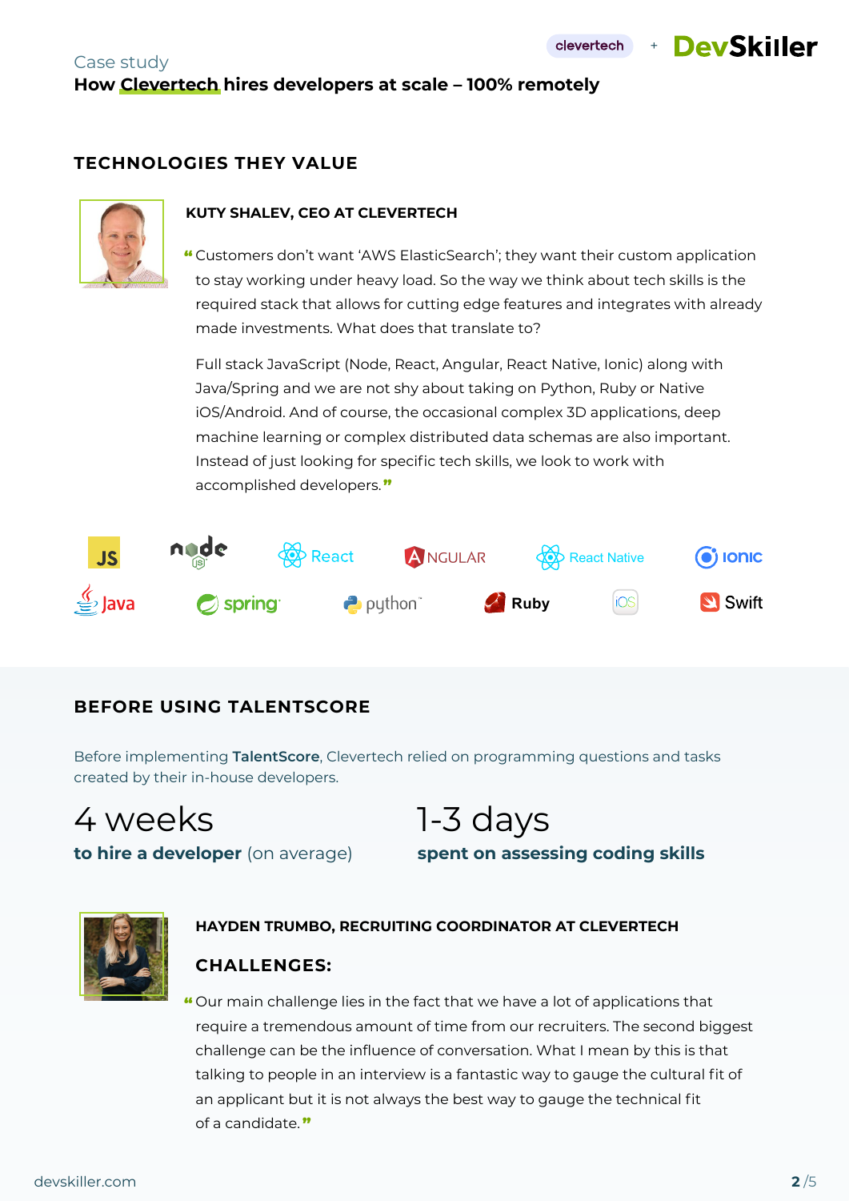Case study

**How Clevertech hires developers at scale – 100% remotely**

## TECHNOLOGIES THEY VALUE

**KUTY SHALEV, CEO AT CLEVERTECH**

"Customers don't want 'AWS ElasticSearch'; they want their custom application to stay working under heavy load. So the way we think about tech skills is the required stack that allows for cutting edge features and integrates with already made investments. What does that translate to?

Full stack JavaScript (Node, React, Angular, React Native, Ionic) along with Java/Spring and we are not shy about taking on Python, Ruby or Native iOS/Android. And of course, the occasional complex 3D applications, deep machine learning or complex distributed data schemas are also important. Instead of just looking for specific tech skills, we look to work with accomplished developers."

JS, node, React, ANGULAR, React Native, Ionic, Java, spring, python, Ruby, iOS, Swift

## BEFORE USING TALENTSCORE

Before implementing **TalentScore**, Clevertech relied on programming questions and tasks created by their in-house developers.

4 weeks
**to hire a developer** (on average)

1-3 days
**spent on assessing coding skills**

**HAYDEN TRUMBO, RECRUITING COORDINATOR AT CLEVERTECH**

### CHALLENGES:

"Our main challenge lies in the fact that we have a lot of applications that require a tremendous amount of time from our recruiters. The second biggest challenge can be the influence of conversation. What I mean by this is that talking to people in an interview is a fantastic way to gauge the cultural fit of an applicant but it is not always the best way to gauge the technical fit of a candidate."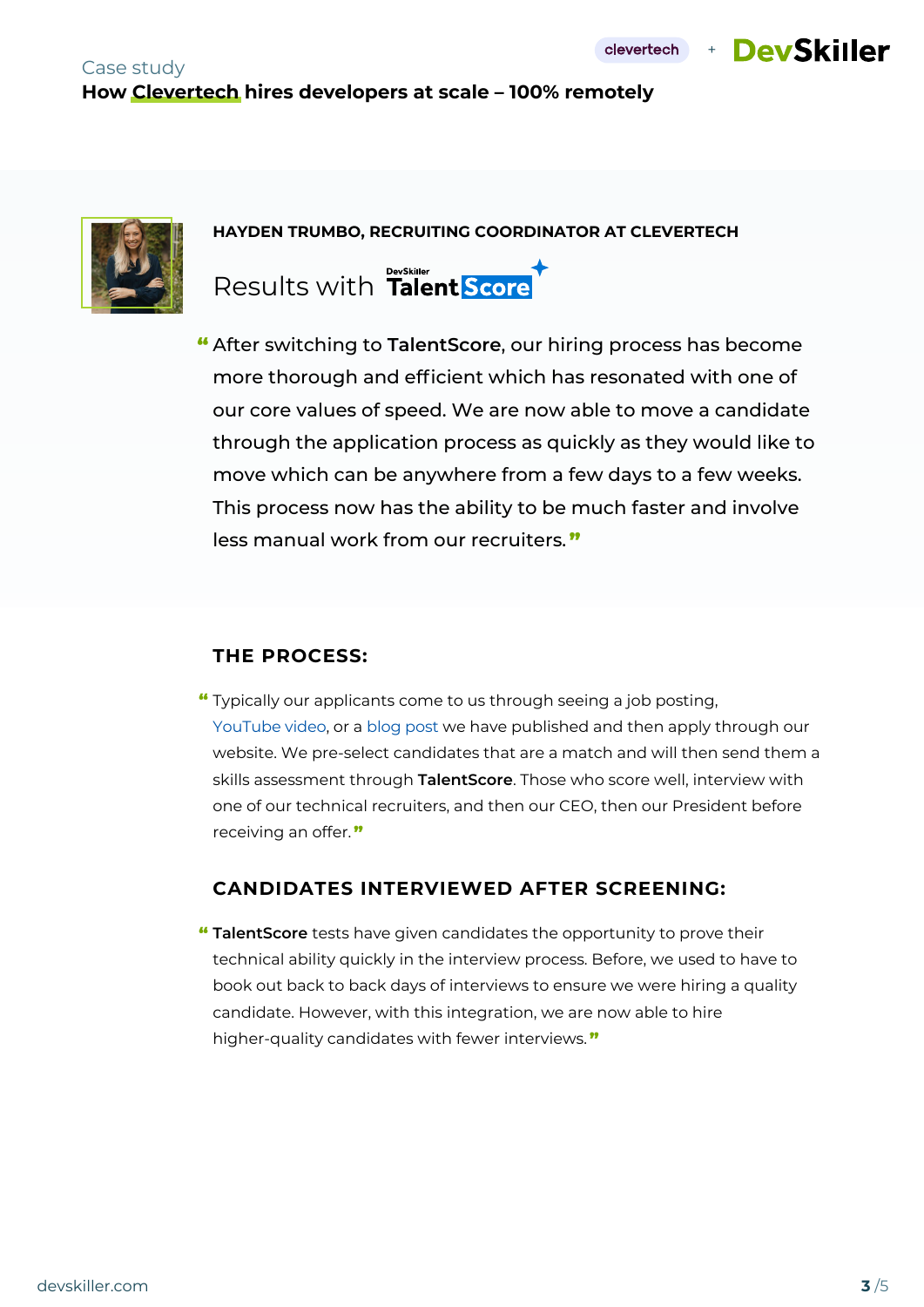**HAYDEN TRUMBO, RECRUITING COORDINATOR AT CLEVERTECH**

Results with TalentScore

"After switching to **TalentScore**, our hiring process has become more thorough and efficient which has resonated with one of our core values of speed. We are now able to move a candidate through the application process as quickly as they would like to move which can be anywhere from a few days to a few weeks. This process now has the ability to be much faster and involve less manual work from our recruiters."

## THE PROCESS:

"Typically our applicants come to us through seeing a job posting, YouTube video, or a blog post we have published and then apply through our website. We pre-select candidates that are a match and will then send them a skills assessment through **TalentScore**. Those who score well, interview with one of our technical recruiters, and then our CEO, then our President before receiving an offer."

## CANDIDATES INTERVIEWED AFTER SCREENING:

"**TalentScore** tests have given candidates the opportunity to prove their technical ability quickly in the interview process. Before, we used to have to book out back to back days of interviews to ensure we were hiring a quality candidate. However, with this integration, we are now able to hire higher-quality candidates with fewer interviews."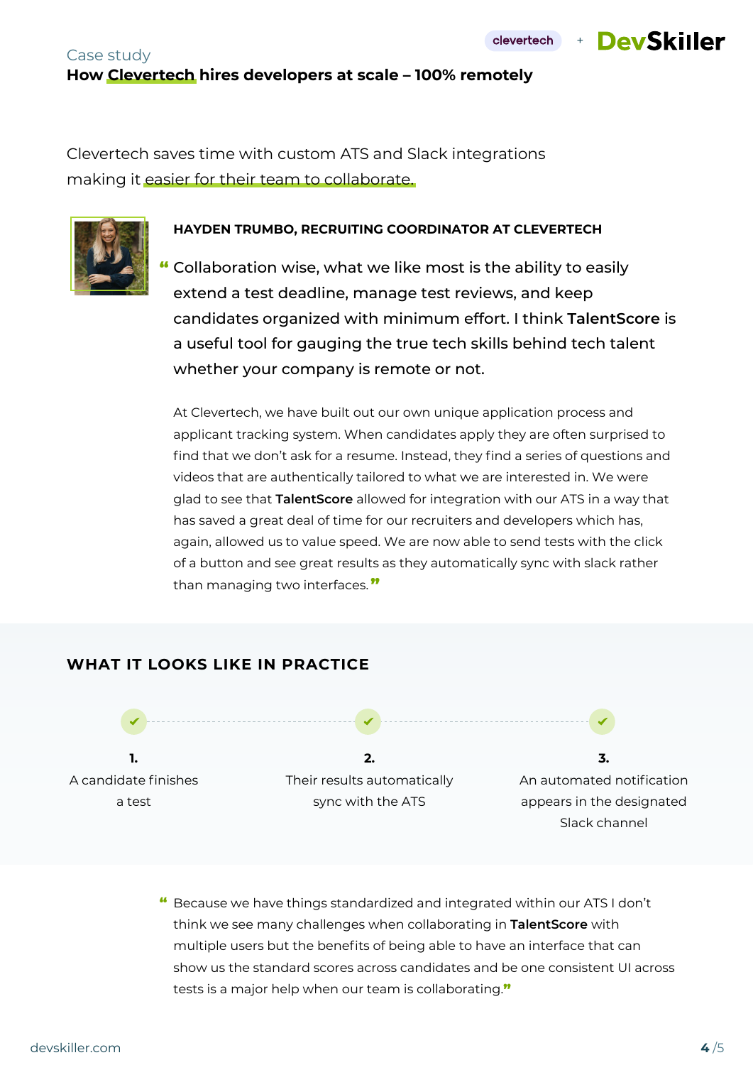Case study

**How Clevertech hires developers at scale – 100% remotely**

Clevertech saves time with custom ATS and Slack integrations making it easier for their team to collaborate.

**HAYDEN TRUMBO, RECRUITING COORDINATOR AT CLEVERTECH**

"Collaboration wise, what we like most is the ability to easily extend a test deadline, manage test reviews, and keep candidates organized with minimum effort. I think **TalentScore** is a useful tool for gauging the true tech skills behind tech talent whether your company is remote or not.

At Clevertech, we have built out our own unique application process and applicant tracking system. When candidates apply they are often surprised to find that we don't ask for a resume. Instead, they find a series of questions and videos that are authentically tailored to what we are interested in. We were glad to see that **TalentScore** allowed for integration with our ATS in a way that has saved a great deal of time for our recruiters and developers which has, again, allowed us to value speed. We are now able to send tests with the click of a button and see great results as they automatically sync with slack rather than managing two interfaces."

## WHAT IT LOOKS LIKE IN PRACTICE

1. A candidate finishes a test
2. Their results automatically sync with the ATS
3. An automated notification appears in the designated Slack channel

"Because we have things standardized and integrated within our ATS I don't think we see many challenges when collaborating in **TalentScore** with multiple users but the benefits of being able to have an interface that can show us the standard scores across candidates and be one consistent UI across tests is a major help when our team is collaborating."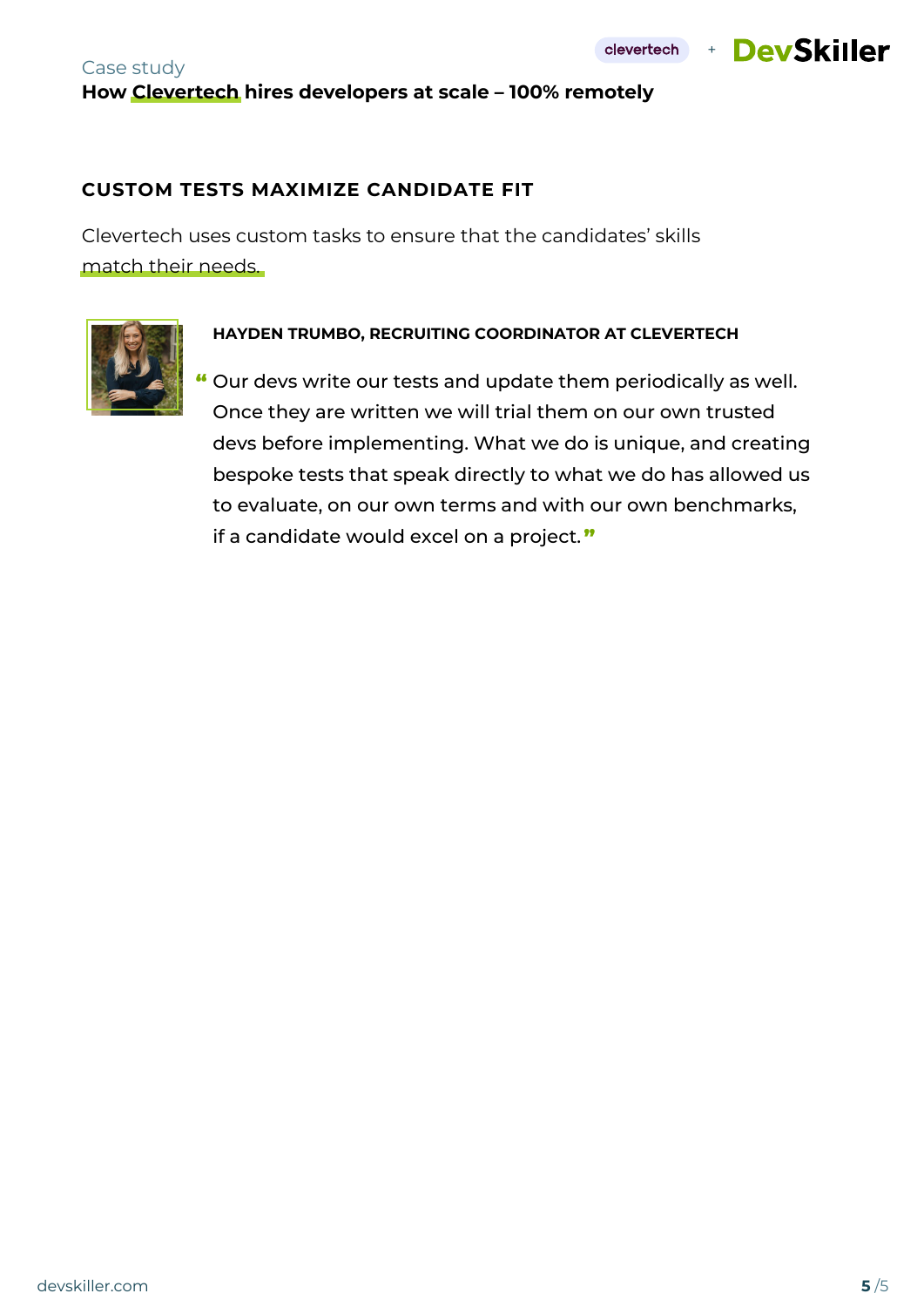## CUSTOM TESTS MAXIMIZE CANDIDATE FIT

Clevertech uses custom tasks to ensure that the candidates' skills match their needs.

**HAYDEN TRUMBO, RECRUITING COORDINATOR AT CLEVERTECH**

"Our devs write our tests and update them periodically as well. Once they are written we will trial them on our own trusted devs before implementing. What we do is unique, and creating bespoke tests that speak directly to what we do has allowed us to evaluate, on our own terms and with our own benchmarks, if a candidate would excel on a project."